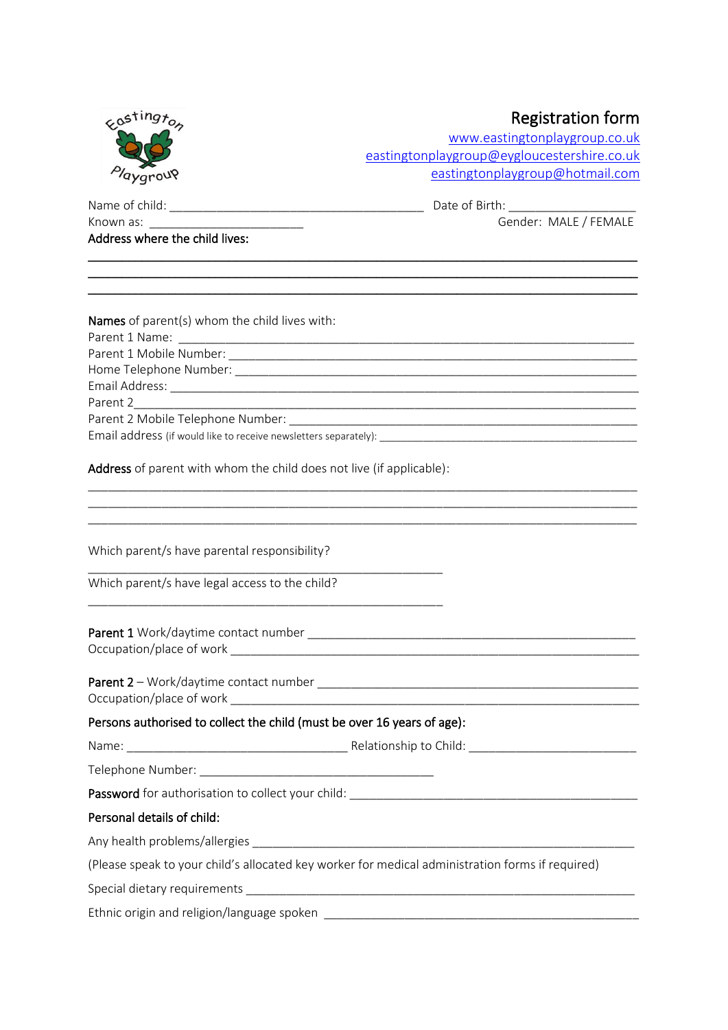Eastington Playgroup

# Registration form

www.eastingtonplaygroup.co.uk
eastingtonplaygroup@eygloucestershire.co.uk
eastingtonplaygroup@hotmail.com

Name of child: _______________________________________ Date of Birth: ____________________

Known as: ________________________ Gender: MALE / FEMALE

**Address where the child lives:**

_______________________________________________________________________________

_______________________________________________________________________________

_______________________________________________________________________________

**Names** of parent(s) whom the child lives with:

Parent 1 Name: _____________________________________________________________________

Parent 1 Mobile Number: ______________________________________________________________

Home Telephone Number: ______________________________________________________________

Email Address: ______________________________________________________________________

Parent 2 _________________________________________________________________________

Parent 2 Mobile Telephone Number: ____________________________________________________

Email address (if would like to receive newsletters separately): ______________________________

**Address** of parent with whom the child does not live (if applicable):

_______________________________________________________________________________

_______________________________________________________________________________

_______________________________________________________________________________

Which parent/s have parental responsibility?

_______________________________________________________

Which parent/s have legal access to the child?

_______________________________________________________

**Parent 1** Work/daytime contact number _______________________________________________

Occupation/place of work ______________________________________________________________

**Parent 2** – Work/daytime contact number _____________________________________________

Occupation/place of work ______________________________________________________________

**Persons authorised to collect the child (must be over 16 years of age):**

Name: __________________________________ Relationship to Child: __________________________

Telephone Number: ____________________________________

**Password** for authorisation to collect your child: _______________________________________

**Personal details of child:**

Any health problems/allergies __________________________________________________________

(Please speak to your child's allocated key worker for medical administration forms if required)

Special dietary requirements __________________________________________________________

Ethnic origin and religion/language spoken ______________________________________________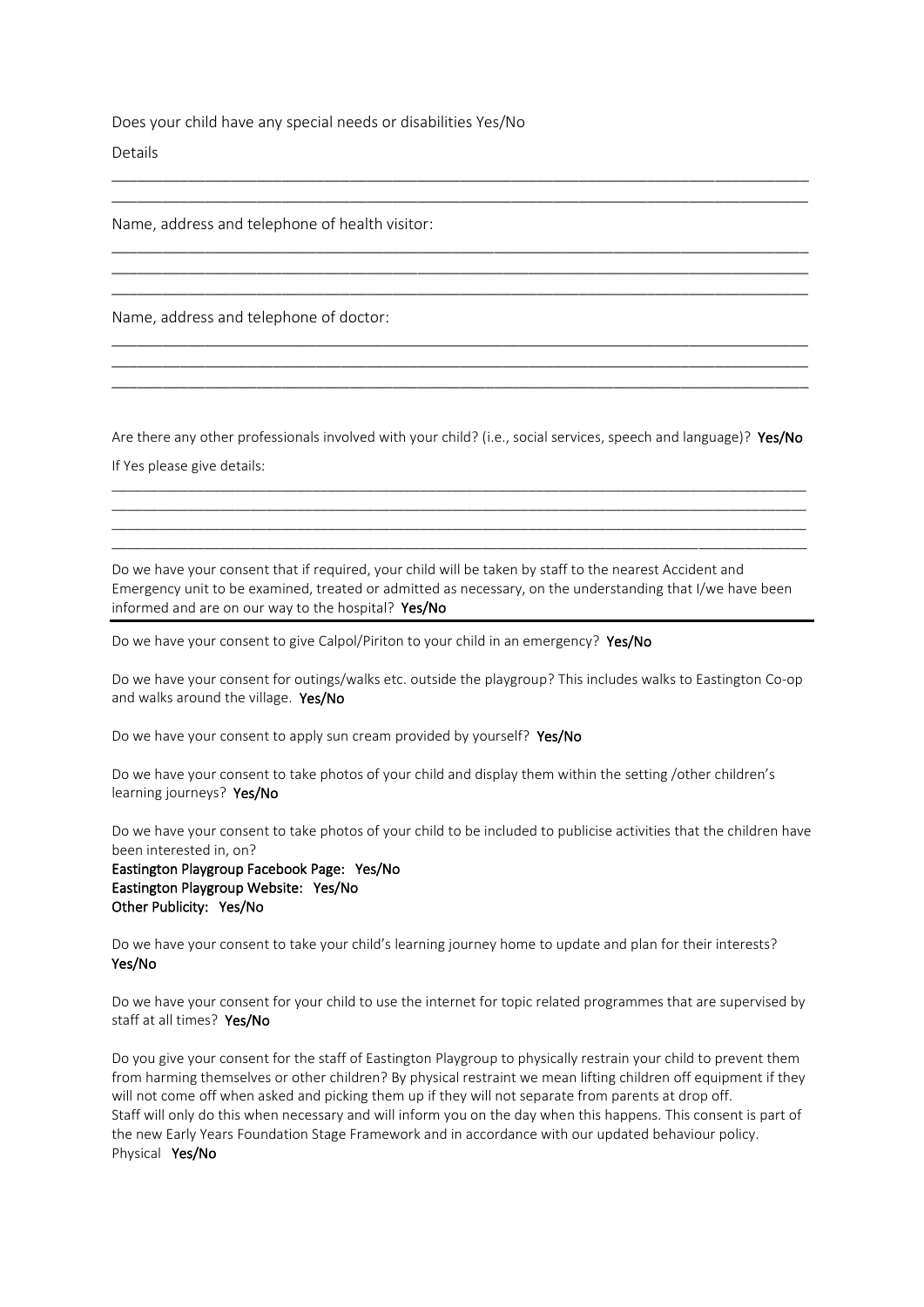Does your child have any special needs or disabilities Yes/No

Details

\_\_\_\_\_\_\_\_\_\_\_\_\_\_\_\_\_\_\_\_\_\_\_\_\_\_\_\_\_\_\_\_\_\_\_\_\_\_\_\_\_\_\_\_\_\_\_\_\_\_\_\_\_\_\_\_\_\_\_\_\_\_\_\_\_\_\_\_\_\_\_\_\_\_\_\_\_\_

\_\_\_\_\_\_\_\_\_\_\_\_\_\_\_\_\_\_\_\_\_\_\_\_\_\_\_\_\_\_\_\_\_\_\_\_\_\_\_\_\_\_\_\_\_\_\_\_\_\_\_\_\_\_\_\_\_\_\_\_\_\_\_\_\_\_\_\_\_\_\_\_\_\_\_\_\_\_

Name, address and telephone of health visitor:

\_\_\_\_\_\_\_\_\_\_\_\_\_\_\_\_\_\_\_\_\_\_\_\_\_\_\_\_\_\_\_\_\_\_\_\_\_\_\_\_\_\_\_\_\_\_\_\_\_\_\_\_\_\_\_\_\_\_\_\_\_\_\_\_\_\_\_\_\_\_\_\_\_\_\_\_\_\_

\_\_\_\_\_\_\_\_\_\_\_\_\_\_\_\_\_\_\_\_\_\_\_\_\_\_\_\_\_\_\_\_\_\_\_\_\_\_\_\_\_\_\_\_\_\_\_\_\_\_\_\_\_\_\_\_\_\_\_\_\_\_\_\_\_\_\_\_\_\_\_\_\_\_\_\_\_\_

\_\_\_\_\_\_\_\_\_\_\_\_\_\_\_\_\_\_\_\_\_\_\_\_\_\_\_\_\_\_\_\_\_\_\_\_\_\_\_\_\_\_\_\_\_\_\_\_\_\_\_\_\_\_\_\_\_\_\_\_\_\_\_\_\_\_\_\_\_\_\_\_\_\_\_\_\_\_

Name, address and telephone of doctor:

\_\_\_\_\_\_\_\_\_\_\_\_\_\_\_\_\_\_\_\_\_\_\_\_\_\_\_\_\_\_\_\_\_\_\_\_\_\_\_\_\_\_\_\_\_\_\_\_\_\_\_\_\_\_\_\_\_\_\_\_\_\_\_\_\_\_\_\_\_\_\_\_\_\_\_\_\_\_

\_\_\_\_\_\_\_\_\_\_\_\_\_\_\_\_\_\_\_\_\_\_\_\_\_\_\_\_\_\_\_\_\_\_\_\_\_\_\_\_\_\_\_\_\_\_\_\_\_\_\_\_\_\_\_\_\_\_\_\_\_\_\_\_\_\_\_\_\_\_\_\_\_\_\_\_\_\_

\_\_\_\_\_\_\_\_\_\_\_\_\_\_\_\_\_\_\_\_\_\_\_\_\_\_\_\_\_\_\_\_\_\_\_\_\_\_\_\_\_\_\_\_\_\_\_\_\_\_\_\_\_\_\_\_\_\_\_\_\_\_\_\_\_\_\_\_\_\_\_\_\_\_\_\_\_\_

Are there any other professionals involved with your child? (i.e., social services, speech and language)? **Yes/No**

If Yes please give details:

\_\_\_\_\_\_\_\_\_\_\_\_\_\_\_\_\_\_\_\_\_\_\_\_\_\_\_\_\_\_\_\_\_\_\_\_\_\_\_\_\_\_\_\_\_\_\_\_\_\_\_\_\_\_\_\_\_\_\_\_\_\_\_\_\_\_\_\_\_\_\_\_\_\_\_\_\_\_

\_\_\_\_\_\_\_\_\_\_\_\_\_\_\_\_\_\_\_\_\_\_\_\_\_\_\_\_\_\_\_\_\_\_\_\_\_\_\_\_\_\_\_\_\_\_\_\_\_\_\_\_\_\_\_\_\_\_\_\_\_\_\_\_\_\_\_\_\_\_\_\_\_\_\_\_\_\_

\_\_\_\_\_\_\_\_\_\_\_\_\_\_\_\_\_\_\_\_\_\_\_\_\_\_\_\_\_\_\_\_\_\_\_\_\_\_\_\_\_\_\_\_\_\_\_\_\_\_\_\_\_\_\_\_\_\_\_\_\_\_\_\_\_\_\_\_\_\_\_\_\_\_\_\_\_\_

\_\_\_\_\_\_\_\_\_\_\_\_\_\_\_\_\_\_\_\_\_\_\_\_\_\_\_\_\_\_\_\_\_\_\_\_\_\_\_\_\_\_\_\_\_\_\_\_\_\_\_\_\_\_\_\_\_\_\_\_\_\_\_\_\_\_\_\_\_\_\_\_\_\_\_\_\_\_

Do we have your consent that if required, your child will be taken by staff to the nearest Accident and Emergency unit to be examined, treated or admitted as necessary, on the understanding that I/we have been informed and are on our way to the hospital? **Yes/No**

---

Do we have your consent to give Calpol/Piriton to your child in an emergency? **Yes/No**

Do we have your consent for outings/walks etc. outside the playgroup? This includes walks to Eastington Co-op and walks around the village. **Yes/No**

Do we have your consent to apply sun cream provided by yourself? **Yes/No**

Do we have your consent to take photos of your child and display them within the setting /other children's learning journeys? **Yes/No**

Do we have your consent to take photos of your child to be included to publicise activities that the children have been interested in, on?
**Eastington Playgroup Facebook Page: Yes/No**
**Eastington Playgroup Website: Yes/No**
**Other Publicity: Yes/No**

Do we have your consent to take your child's learning journey home to update and plan for their interests?
**Yes/No**

Do we have your consent for your child to use the internet for topic related programmes that are supervised by staff at all times? **Yes/No**

Do you give your consent for the staff of Eastington Playgroup to physically restrain your child to prevent them from harming themselves or other children? By physical restraint we mean lifting children off equipment if they will not come off when asked and picking them up if they will not separate from parents at drop off.
Staff will only do this when necessary and will inform you on the day when this happens. This consent is part of the new Early Years Foundation Stage Framework and in accordance with our updated behaviour policy.
Physical **Yes/No**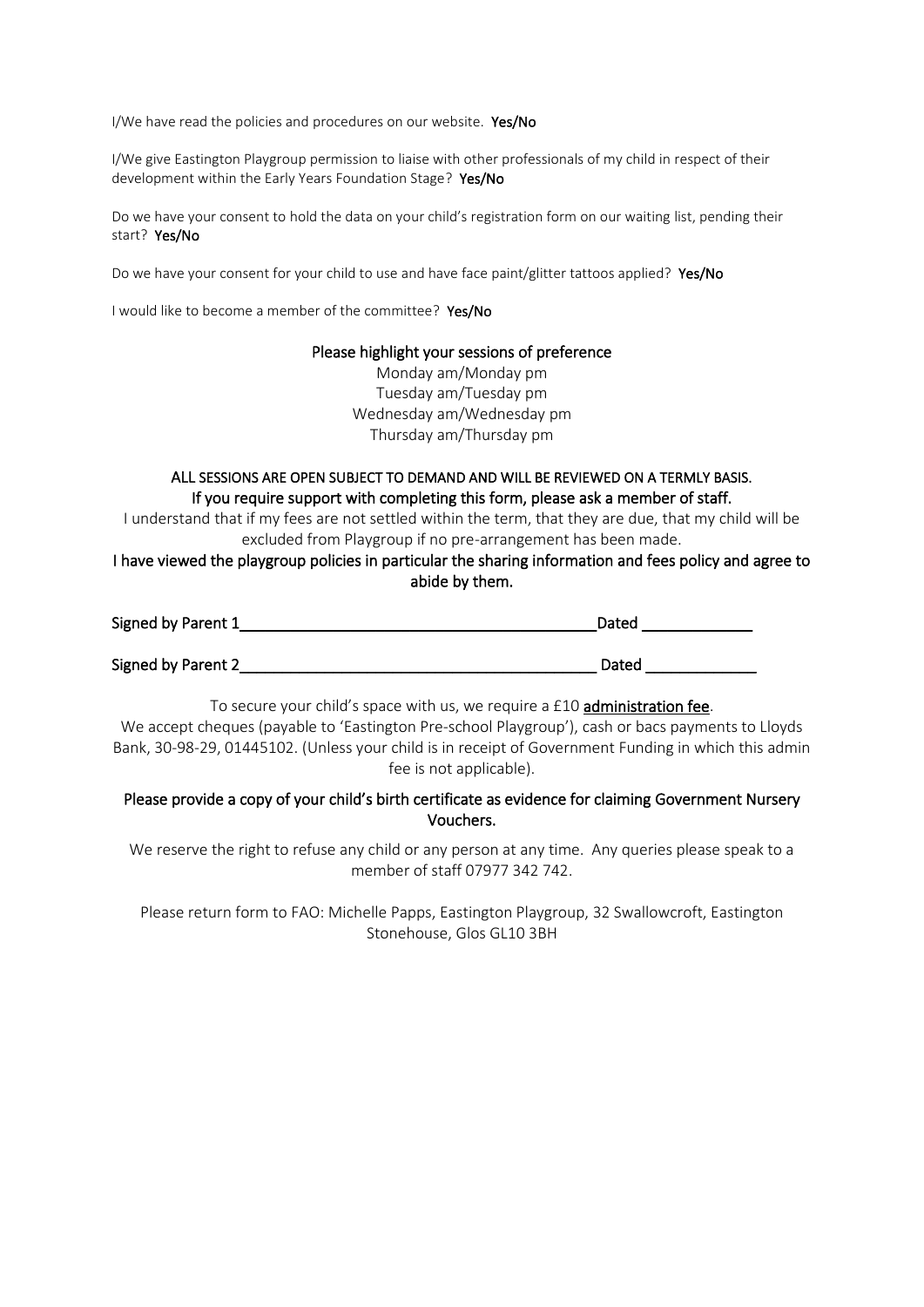I/We have read the policies and procedures on our website. **Yes/No**

I/We give Eastington Playgroup permission to liaise with other professionals of my child in respect of their development within the Early Years Foundation Stage? **Yes/No**

Do we have your consent to hold the data on your child's registration form on our waiting list, pending their start? **Yes/No**

Do we have your consent for your child to use and have face paint/glitter tattoos applied? **Yes/No**

I would like to become a member of the committee? **Yes/No**

**Please highlight your sessions of preference**

Monday am/Monday pm
Tuesday am/Tuesday pm
Wednesday am/Wednesday pm
Thursday am/Thursday pm

**ALL SESSIONS ARE OPEN SUBJECT TO DEMAND AND WILL BE REVIEWED ON A TERMLY BASIS.**

**If you require support with completing this form, please ask a member of staff.**

I understand that if my fees are not settled within the term, that they are due, that my child will be excluded from Playgroup if no pre-arrangement has been made.

**I have viewed the playgroup policies in particular the sharing information and fees policy and agree to abide by them.**

**Signed by Parent 1**__________________________________________ **Dated** _____________

**Signed by Parent 2**__________________________________________ **Dated** _____________

To secure your child's space with us, we require a £10 **administration fee**.

We accept cheques (payable to 'Eastington Pre-school Playgroup'), cash or bacs payments to Lloyds Bank, 30-98-29, 01445102. (Unless your child is in receipt of Government Funding in which this admin fee is not applicable).

**Please provide a copy of your child's birth certificate as evidence for claiming Government Nursery Vouchers.**

We reserve the right to refuse any child or any person at any time. Any queries please speak to a member of staff 07977 342 742.

Please return form to FAO: Michelle Papps, Eastington Playgroup, 32 Swallowcroft, Eastington Stonehouse, Glos GL10 3BH